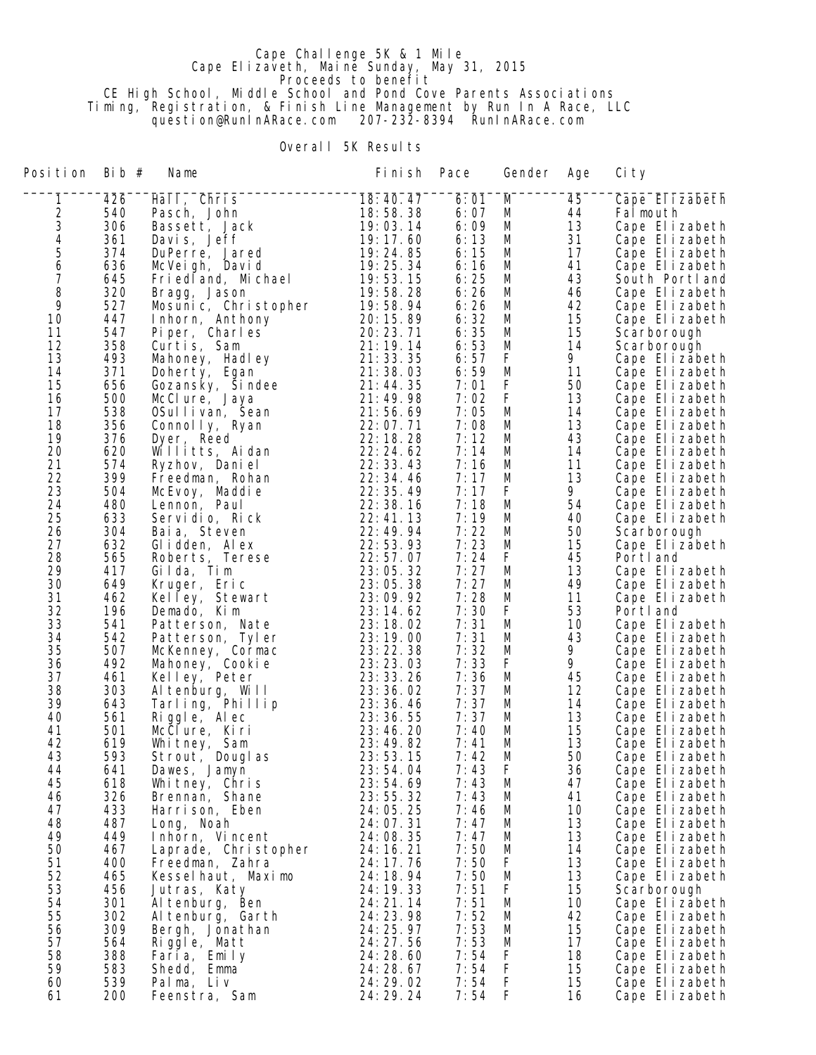Cape Challenge 5K & 1 Mile
Cape Elizaveth, Maine Sunday, May 31, 2015
Proceeds to benefit
CE High School, Middle School and Pond Cove Parents Associations
Timing, Registration, & Finish Line Management by Run In A Race, LLC
question@RunInARace.com 207-232-8394 RunInARace.com

Overall 5K Results

| Position | Bib # | Name | Finish | Pace | Gender | Age | City |
|---|---|---|---|---|---|---|---|
| 1 | 426 | Hall, Chris | 18:40.47 | 6:01 | M | 45 | Cape Elizabeth |
| 2 | 540 | Pasch, John | 18:58.38 | 6:07 | M | 44 | Falmouth |
| 3 | 306 | Bassett, Jack | 19:03.14 | 6:09 | M | 13 | Cape Elizabeth |
| 4 | 361 | Davis, Jeff | 19:17.60 | 6:13 | M | 31 | Cape Elizabeth |
| 5 | 374 | DuPerre, Jared | 19:24.85 | 6:15 | M | 17 | Cape Elizabeth |
| 6 | 636 | McVeigh, David | 19:25.34 | 6:16 | M | 41 | Cape Elizabeth |
| 7 | 645 | Friedland, Michael | 19:53.15 | 6:25 | M | 43 | South Portland |
| 8 | 320 | Bragg, Jason | 19:58.28 | 6:26 | M | 46 | Cape Elizabeth |
| 9 | 527 | Mosunic, Christopher | 19:58.94 | 6:26 | M | 42 | Cape Elizabeth |
| 10 | 447 | Inhorn, Anthony | 20:15.89 | 6:32 | M | 15 | Cape Elizabeth |
| 11 | 547 | Piper, Charles | 20:23.71 | 6:35 | M | 15 | Scarborough |
| 12 | 358 | Curtis, Sam | 21:19.14 | 6:53 | M | 14 | Scarborough |
| 13 | 493 | Mahoney, Hadley | 21:33.35 | 6:57 | F | 9 | Cape Elizabeth |
| 14 | 371 | Doherty, Egan | 21:38.03 | 6:59 | M | 11 | Cape Elizabeth |
| 15 | 656 | Gozansky, Sindee | 21:44.35 | 7:01 | F | 50 | Cape Elizabeth |
| 16 | 500 | McClure, Jaya | 21:49.98 | 7:02 | F | 13 | Cape Elizabeth |
| 17 | 538 | OSullivan, Sean | 21:56.69 | 7:05 | M | 14 | Cape Elizabeth |
| 18 | 356 | Connolly, Ryan | 22:07.71 | 7:08 | M | 13 | Cape Elizabeth |
| 19 | 376 | Dyer, Reed | 22:18.28 | 7:12 | M | 43 | Cape Elizabeth |
| 20 | 620 | Willitts, Aidan | 22:24.62 | 7:14 | M | 14 | Cape Elizabeth |
| 21 | 574 | Ryzhov, Daniel | 22:33.43 | 7:16 | M | 11 | Cape Elizabeth |
| 22 | 399 | Freedman, Rohan | 22:34.46 | 7:17 | M | 13 | Cape Elizabeth |
| 23 | 504 | McEvoy, Maddie | 22:35.49 | 7:17 | F | 9 | Cape Elizabeth |
| 24 | 480 | Lennon, Paul | 22:38.16 | 7:18 | M | 54 | Cape Elizabeth |
| 25 | 633 | Servidio, Rick | 22:41.13 | 7:19 | M | 40 | Cape Elizabeth |
| 26 | 304 | Baia, Steven | 22:49.94 | 7:22 | M | 50 | Scarborough |
| 27 | 632 | Glidden, Alex | 22:53.93 | 7:23 | M | 15 | Cape Elizabeth |
| 28 | 565 | Roberts, Terese | 22:57.07 | 7:24 | F | 45 | Portland |
| 29 | 417 | Gilda, Tim | 23:05.32 | 7:27 | M | 13 | Cape Elizabeth |
| 30 | 649 | Kruger, Eric | 23:05.38 | 7:27 | M | 49 | Cape Elizabeth |
| 31 | 462 | Kelley, Stewart | 23:09.92 | 7:28 | M | 11 | Cape Elizabeth |
| 32 | 196 | Demado, Kim | 23:14.62 | 7:30 | F | 53 | Portland |
| 33 | 541 | Patterson, Nate | 23:18.02 | 7:31 | M | 10 | Cape Elizabeth |
| 34 | 542 | Patterson, Tyler | 23:19.00 | 7:31 | M | 43 | Cape Elizabeth |
| 35 | 507 | McKenney, Cormac | 23:22.38 | 7:32 | M | 9 | Cape Elizabeth |
| 36 | 492 | Mahoney, Cookie | 23:23.03 | 7:33 | F | 9 | Cape Elizabeth |
| 37 | 461 | Kelley, Peter | 23:33.26 | 7:36 | M | 45 | Cape Elizabeth |
| 38 | 303 | Altenburg, Will | 23:36.02 | 7:37 | M | 12 | Cape Elizabeth |
| 39 | 643 | Tarling, Phillip | 23:36.46 | 7:37 | M | 14 | Cape Elizabeth |
| 40 | 561 | Riggle, Alec | 23:36.55 | 7:37 | M | 13 | Cape Elizabeth |
| 41 | 501 | McClure, Kiri | 23:46.20 | 7:40 | M | 15 | Cape Elizabeth |
| 42 | 619 | Whitney, Sam | 23:49.82 | 7:41 | M | 13 | Cape Elizabeth |
| 43 | 593 | Strout, Douglas | 23:53.15 | 7:42 | M | 50 | Cape Elizabeth |
| 44 | 641 | Dawes, Jamyn | 23:54.04 | 7:43 | F | 36 | Cape Elizabeth |
| 45 | 618 | Whitney, Chris | 23:54.69 | 7:43 | M | 47 | Cape Elizabeth |
| 46 | 326 | Brennan, Shane | 23:55.32 | 7:43 | M | 41 | Cape Elizabeth |
| 47 | 433 | Harrison, Eben | 24:05.25 | 7:46 | M | 10 | Cape Elizabeth |
| 48 | 487 | Long, Noah | 24:07.31 | 7:47 | M | 13 | Cape Elizabeth |
| 49 | 449 | Inhorn, Vincent | 24:08.35 | 7:47 | M | 13 | Cape Elizabeth |
| 50 | 467 | Laprade, Christopher | 24:16.21 | 7:50 | M | 14 | Cape Elizabeth |
| 51 | 400 | Freedman, Zahra | 24:17.76 | 7:50 | F | 13 | Cape Elizabeth |
| 52 | 465 | Kesselhaut, Maximo | 24:18.94 | 7:50 | M | 13 | Cape Elizabeth |
| 53 | 456 | Jutras, Katy | 24:19.33 | 7:51 | F | 15 | Scarborough |
| 54 | 301 | Altenburg, Ben | 24:21.14 | 7:51 | M | 10 | Cape Elizabeth |
| 55 | 302 | Altenburg, Garth | 24:23.98 | 7:52 | M | 42 | Cape Elizabeth |
| 56 | 309 | Bergh, Jonathan | 24:25.97 | 7:53 | M | 15 | Cape Elizabeth |
| 57 | 564 | Riggle, Matt | 24:27.56 | 7:53 | M | 17 | Cape Elizabeth |
| 58 | 388 | Faria, Emily | 24:28.60 | 7:54 | F | 18 | Cape Elizabeth |
| 59 | 583 | Shedd, Emma | 24:28.67 | 7:54 | F | 15 | Cape Elizabeth |
| 60 | 539 | Palma, Liv | 24:29.02 | 7:54 | F | 15 | Cape Elizabeth |
| 61 | 200 | Feenstra, Sam | 24:29.24 | 7:54 | F | 16 | Cape Elizabeth |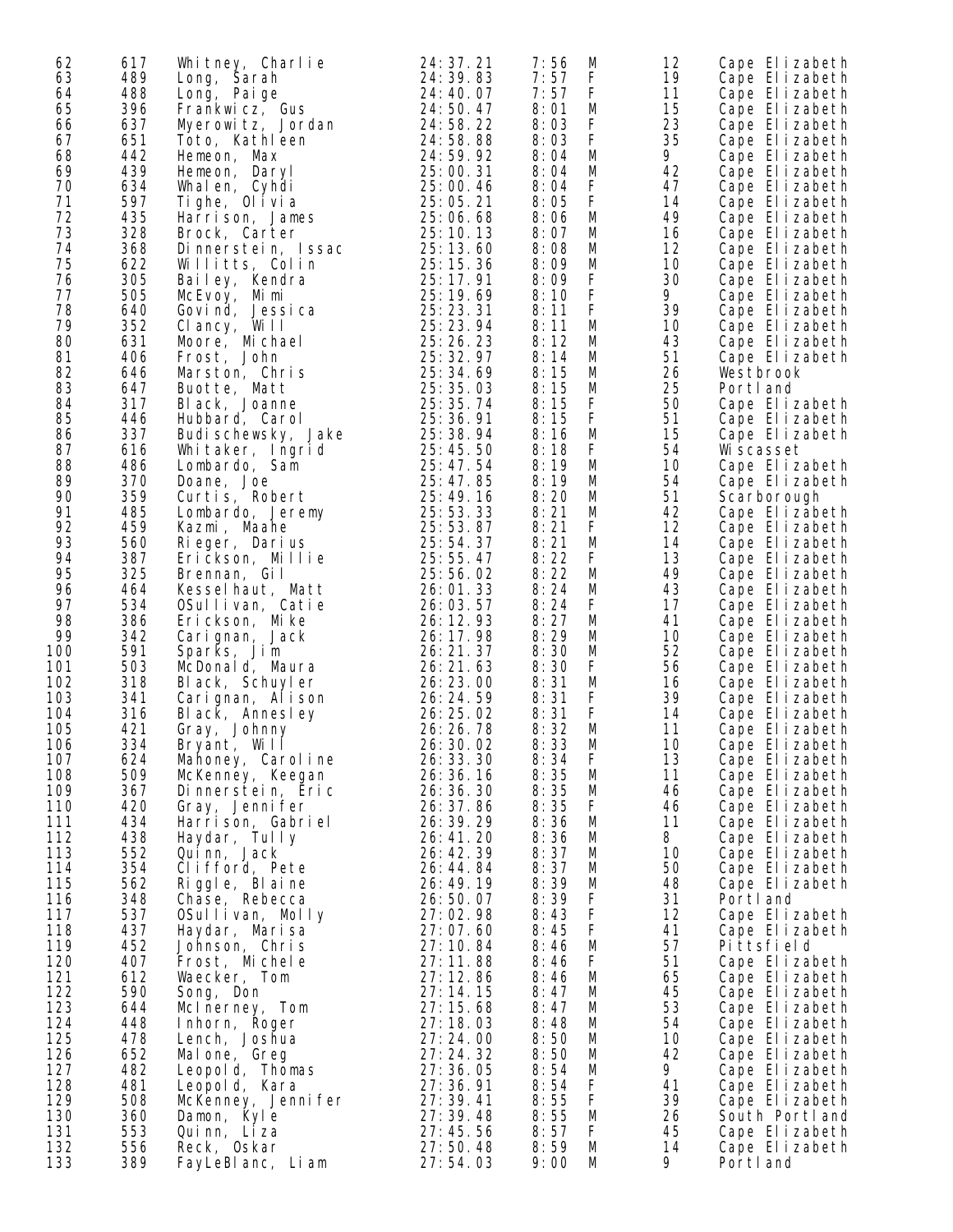| | | | | | | | |
|---|---|---|---|---|---|---|---|
| 62 | 617 | Whitney, Charlie | 24:37.21 | 7:56 | M | 12 | Cape Elizabeth |
| 63 | 489 | Long, Sarah | 24:39.83 | 7:57 | F | 19 | Cape Elizabeth |
| 64 | 488 | Long, Paige | 24:40.07 | 7:57 | F | 11 | Cape Elizabeth |
| 65 | 396 | Frankwicz, Gus | 24:50.47 | 8:01 | M | 15 | Cape Elizabeth |
| 66 | 637 | Myerowitz, Jordan | 24:58.22 | 8:03 | F | 23 | Cape Elizabeth |
| 67 | 651 | Toto, Kathleen | 24:58.88 | 8:03 | F | 35 | Cape Elizabeth |
| 68 | 442 | Hemeon, Max | 24:59.92 | 8:04 | M | 9 | Cape Elizabeth |
| 69 | 439 | Hemeon, Daryl | 25:00.31 | 8:04 | M | 42 | Cape Elizabeth |
| 70 | 634 | Whalen, Cyhdi | 25:00.46 | 8:04 | F | 47 | Cape Elizabeth |
| 71 | 597 | Tighe, Olivia | 25:05.21 | 8:05 | F | 14 | Cape Elizabeth |
| 72 | 435 | Harrison, James | 25:06.68 | 8:06 | M | 49 | Cape Elizabeth |
| 73 | 328 | Brock, Carter | 25:10.13 | 8:07 | M | 16 | Cape Elizabeth |
| 74 | 368 | Dinnerstein, Issac | 25:13.60 | 8:08 | M | 12 | Cape Elizabeth |
| 75 | 622 | Willitts, Colin | 25:15.36 | 8:09 | M | 10 | Cape Elizabeth |
| 76 | 305 | Bailey, Kendra | 25:17.91 | 8:09 | F | 30 | Cape Elizabeth |
| 77 | 505 | McEvoy, Mimi | 25:19.69 | 8:10 | F | 9 | Cape Elizabeth |
| 78 | 640 | Govind, Jessica | 25:23.31 | 8:11 | F | 39 | Cape Elizabeth |
| 79 | 352 | Clancy, Will | 25:23.94 | 8:11 | M | 10 | Cape Elizabeth |
| 80 | 631 | Moore, Michael | 25:26.23 | 8:12 | M | 43 | Cape Elizabeth |
| 81 | 406 | Frost, John | 25:32.97 | 8:14 | M | 51 | Cape Elizabeth |
| 82 | 646 | Marston, Chris | 25:34.69 | 8:15 | M | 26 | Westbrook |
| 83 | 647 | Buotte, Matt | 25:35.03 | 8:15 | M | 25 | Portland |
| 84 | 317 | Black, Joanne | 25:35.74 | 8:15 | F | 50 | Cape Elizabeth |
| 85 | 446 | Hubbard, Carol | 25:36.91 | 8:15 | F | 51 | Cape Elizabeth |
| 86 | 337 | Budischewsky, Jake | 25:38.94 | 8:16 | M | 15 | Cape Elizabeth |
| 87 | 616 | Whitaker, Ingrid | 25:45.50 | 8:18 | F | 54 | Wiscasset |
| 88 | 486 | Lombardo, Sam | 25:47.54 | 8:19 | M | 10 | Cape Elizabeth |
| 89 | 370 | Doane, Joe | 25:47.85 | 8:19 | M | 54 | Cape Elizabeth |
| 90 | 359 | Curtis, Robert | 25:49.16 | 8:20 | M | 51 | Scarborough |
| 91 | 485 | Lombardo, Jeremy | 25:53.33 | 8:21 | M | 42 | Cape Elizabeth |
| 92 | 459 | Kazmi, Maahe | 25:53.87 | 8:21 | F | 12 | Cape Elizabeth |
| 93 | 560 | Rieger, Darius | 25:54.37 | 8:21 | M | 14 | Cape Elizabeth |
| 94 | 387 | Erickson, Millie | 25:55.47 | 8:22 | F | 13 | Cape Elizabeth |
| 95 | 325 | Brennan, Gil | 25:56.02 | 8:22 | M | 49 | Cape Elizabeth |
| 96 | 464 | Kesselhaut, Matt | 26:01.33 | 8:24 | M | 43 | Cape Elizabeth |
| 97 | 534 | OSullivan, Catie | 26:03.57 | 8:24 | F | 17 | Cape Elizabeth |
| 98 | 386 | Erickson, Mike | 26:12.93 | 8:27 | M | 41 | Cape Elizabeth |
| 99 | 342 | Carignan, Jack | 26:17.98 | 8:29 | M | 10 | Cape Elizabeth |
| 100 | 591 | Sparks, Jim | 26:21.37 | 8:30 | M | 52 | Cape Elizabeth |
| 101 | 503 | McDonald, Maura | 26:21.63 | 8:30 | F | 56 | Cape Elizabeth |
| 102 | 318 | Black, Schuyler | 26:23.00 | 8:31 | M | 16 | Cape Elizabeth |
| 103 | 341 | Carignan, Alison | 26:24.59 | 8:31 | F | 39 | Cape Elizabeth |
| 104 | 316 | Black, Annesley | 26:25.02 | 8:31 | F | 14 | Cape Elizabeth |
| 105 | 421 | Gray, Johnny | 26:26.78 | 8:32 | M | 11 | Cape Elizabeth |
| 106 | 334 | Bryant, Will | 26:30.02 | 8:33 | M | 10 | Cape Elizabeth |
| 107 | 624 | Mahoney, Caroline | 26:33.30 | 8:34 | F | 13 | Cape Elizabeth |
| 108 | 509 | McKenney, Keegan | 26:36.16 | 8:35 | M | 11 | Cape Elizabeth |
| 109 | 367 | Dinnerstein, Eric | 26:36.30 | 8:35 | M | 46 | Cape Elizabeth |
| 110 | 420 | Gray, Jennifer | 26:37.86 | 8:35 | F | 46 | Cape Elizabeth |
| 111 | 434 | Harrison, Gabriel | 26:39.29 | 8:36 | M | 11 | Cape Elizabeth |
| 112 | 438 | Haydar, Tully | 26:41.20 | 8:36 | M | 8 | Cape Elizabeth |
| 113 | 552 | Quinn, Jack | 26:42.39 | 8:37 | M | 10 | Cape Elizabeth |
| 114 | 354 | Clifford, Pete | 26:44.84 | 8:37 | M | 50 | Cape Elizabeth |
| 115 | 562 | Riggle, Blaine | 26:49.19 | 8:39 | M | 48 | Cape Elizabeth |
| 116 | 348 | Chase, Rebecca | 26:50.07 | 8:39 | F | 31 | Portland |
| 117 | 537 | OSullivan, Molly | 27:02.98 | 8:43 | F | 12 | Cape Elizabeth |
| 118 | 437 | Haydar, Marisa | 27:07.60 | 8:45 | F | 41 | Cape Elizabeth |
| 119 | 452 | Johnson, Chris | 27:10.84 | 8:46 | M | 57 | Pittsfield |
| 120 | 407 | Frost, Michele | 27:11.88 | 8:46 | F | 51 | Cape Elizabeth |
| 121 | 612 | Waecker, Tom | 27:12.86 | 8:46 | M | 65 | Cape Elizabeth |
| 122 | 590 | Song, Don | 27:14.15 | 8:47 | M | 45 | Cape Elizabeth |
| 123 | 644 | McInerney, Tom | 27:15.68 | 8:47 | M | 53 | Cape Elizabeth |
| 124 | 448 | Inhorn, Roger | 27:18.03 | 8:48 | M | 54 | Cape Elizabeth |
| 125 | 478 | Lench, Joshua | 27:24.00 | 8:50 | M | 10 | Cape Elizabeth |
| 126 | 652 | Malone, Greg | 27:24.32 | 8:50 | M | 42 | Cape Elizabeth |
| 127 | 482 | Leopold, Thomas | 27:36.05 | 8:54 | M | 9 | Cape Elizabeth |
| 128 | 481 | Leopold, Kara | 27:36.91 | 8:54 | F | 41 | Cape Elizabeth |
| 129 | 508 | McKenney, Jennifer | 27:39.41 | 8:55 | F | 39 | Cape Elizabeth |
| 130 | 360 | Damon, Kyle | 27:39.48 | 8:55 | M | 26 | South Portland |
| 131 | 553 | Quinn, Liza | 27:45.56 | 8:57 | F | 45 | Cape Elizabeth |
| 132 | 556 | Reck, Oskar | 27:50.48 | 8:59 | M | 14 | Cape Elizabeth |
| 133 | 389 | FayLeBlanc, Liam | 27:54.03 | 9:00 | M | 9 | Portland |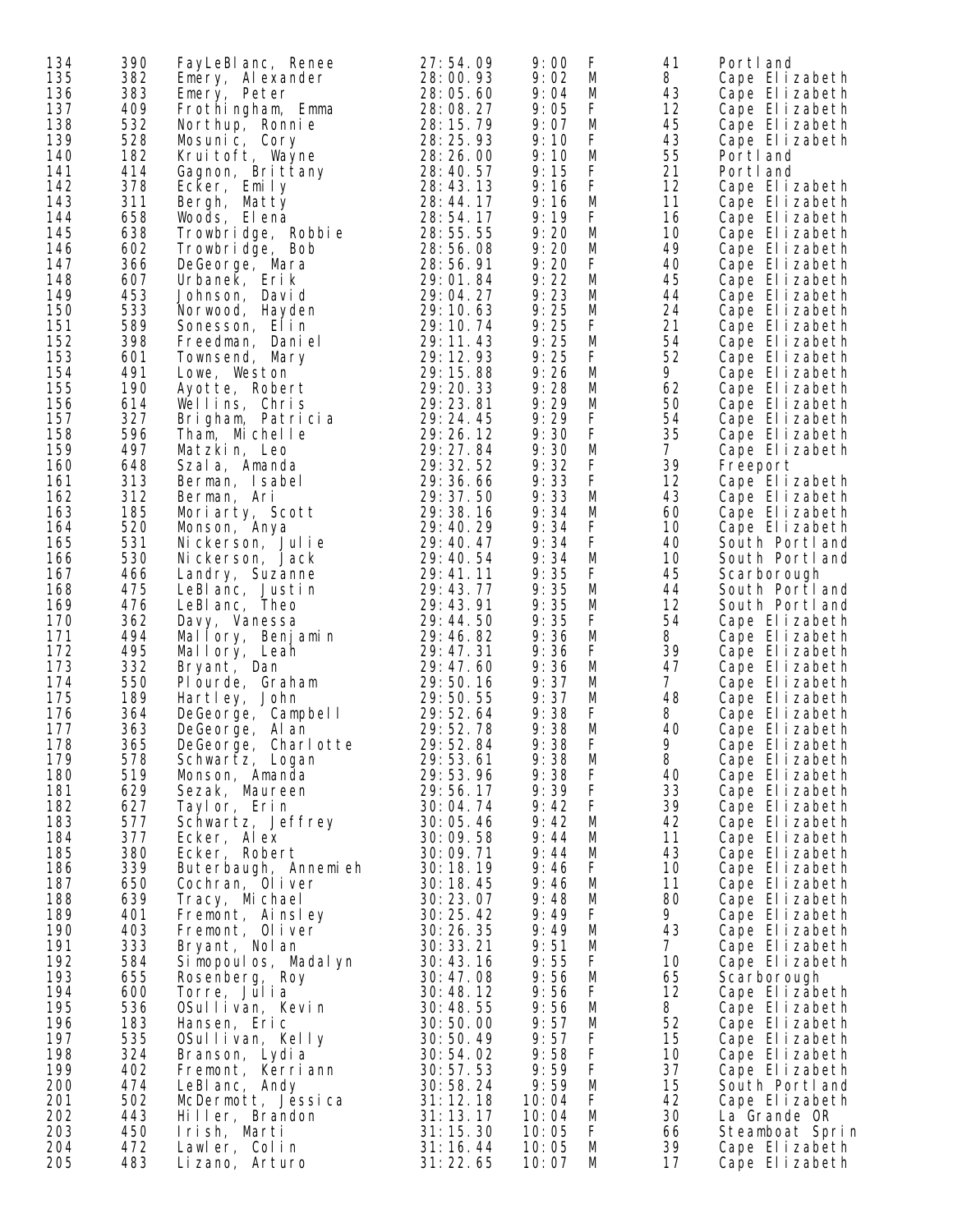| | | | | | | | |
|---|---|---|---|---|---|---|---|
| 134 | 390 | FayLeBlanc, Renee | 27:54.09 | 9:00 | F | 41 | Portland |
| 135 | 382 | Emery, Alexander | 28:00.93 | 9:02 | M | 8 | Cape Elizabeth |
| 136 | 383 | Emery, Peter | 28:05.60 | 9:04 | M | 43 | Cape Elizabeth |
| 137 | 409 | Frothingham, Emma | 28:08.27 | 9:05 | F | 12 | Cape Elizabeth |
| 138 | 532 | Northup, Ronnie | 28:15.79 | 9:07 | M | 45 | Cape Elizabeth |
| 139 | 528 | Mosunic, Cory | 28:25.93 | 9:10 | F | 43 | Cape Elizabeth |
| 140 | 182 | Kruitoft, Wayne | 28:26.00 | 9:10 | M | 55 | Portland |
| 141 | 414 | Gagnon, Brittany | 28:40.57 | 9:15 | F | 21 | Portland |
| 142 | 378 | Ecker, Emily | 28:43.13 | 9:16 | F | 12 | Cape Elizabeth |
| 143 | 311 | Bergh, Matty | 28:44.17 | 9:16 | M | 11 | Cape Elizabeth |
| 144 | 658 | Woods, Elena | 28:54.17 | 9:19 | F | 16 | Cape Elizabeth |
| 145 | 638 | Trowbridge, Robbie | 28:55.55 | 9:20 | M | 10 | Cape Elizabeth |
| 146 | 602 | Trowbridge, Bob | 28:56.08 | 9:20 | M | 49 | Cape Elizabeth |
| 147 | 366 | DeGeorge, Mara | 28:56.91 | 9:20 | F | 40 | Cape Elizabeth |
| 148 | 607 | Urbanek, Erik | 29:01.84 | 9:22 | M | 45 | Cape Elizabeth |
| 149 | 453 | Johnson, David | 29:04.27 | 9:23 | M | 44 | Cape Elizabeth |
| 150 | 533 | Norwood, Hayden | 29:10.63 | 9:25 | M | 24 | Cape Elizabeth |
| 151 | 589 | Sonesson, Elin | 29:10.74 | 9:25 | F | 21 | Cape Elizabeth |
| 152 | 398 | Freedman, Daniel | 29:11.43 | 9:25 | M | 54 | Cape Elizabeth |
| 153 | 601 | Townsend, Mary | 29:12.93 | 9:25 | F | 52 | Cape Elizabeth |
| 154 | 491 | Lowe, Weston | 29:15.88 | 9:26 | M | 9 | Cape Elizabeth |
| 155 | 190 | Ayotte, Robert | 29:20.33 | 9:28 | M | 62 | Cape Elizabeth |
| 156 | 614 | Wellins, Chris | 29:23.81 | 9:29 | M | 50 | Cape Elizabeth |
| 157 | 327 | Brigham, Patricia | 29:24.45 | 9:29 | F | 54 | Cape Elizabeth |
| 158 | 596 | Tham, Michelle | 29:26.12 | 9:30 | F | 35 | Cape Elizabeth |
| 159 | 497 | Matzkin, Leo | 29:27.84 | 9:30 | M | 7 | Cape Elizabeth |
| 160 | 648 | Szala, Amanda | 29:32.52 | 9:32 | F | 39 | Freeport |
| 161 | 313 | Berman, Isabel | 29:36.66 | 9:33 | F | 12 | Cape Elizabeth |
| 162 | 312 | Berman, Ari | 29:37.50 | 9:33 | M | 43 | Cape Elizabeth |
| 163 | 185 | Moriarty, Scott | 29:38.16 | 9:34 | M | 60 | Cape Elizabeth |
| 164 | 520 | Monson, Anya | 29:40.29 | 9:34 | F | 10 | Cape Elizabeth |
| 165 | 531 | Nickerson, Julie | 29:40.47 | 9:34 | F | 40 | South Portland |
| 166 | 530 | Nickerson, Jack | 29:40.54 | 9:34 | M | 10 | South Portland |
| 167 | 466 | Landry, Suzanne | 29:41.11 | 9:35 | F | 45 | Scarborough |
| 168 | 475 | LeBlanc, Justin | 29:43.77 | 9:35 | M | 44 | South Portland |
| 169 | 476 | LeBlanc, Theo | 29:43.91 | 9:35 | M | 12 | South Portland |
| 170 | 362 | Davy, Vanessa | 29:44.50 | 9:35 | F | 54 | Cape Elizabeth |
| 171 | 494 | Mallory, Benjamin | 29:46.82 | 9:36 | M | 8 | Cape Elizabeth |
| 172 | 495 | Mallory, Leah | 29:47.31 | 9:36 | F | 39 | Cape Elizabeth |
| 173 | 332 | Bryant, Dan | 29:47.60 | 9:36 | M | 47 | Cape Elizabeth |
| 174 | 550 | Plourde, Graham | 29:50.16 | 9:37 | M | 7 | Cape Elizabeth |
| 175 | 189 | Hartley, John | 29:50.55 | 9:37 | M | 48 | Cape Elizabeth |
| 176 | 364 | DeGeorge, Campbell | 29:52.64 | 9:38 | F | 8 | Cape Elizabeth |
| 177 | 363 | DeGeorge, Alan | 29:52.78 | 9:38 | M | 40 | Cape Elizabeth |
| 178 | 365 | DeGeorge, Charlotte | 29:52.84 | 9:38 | F | 9 | Cape Elizabeth |
| 179 | 578 | Schwartz, Logan | 29:53.61 | 9:38 | M | 8 | Cape Elizabeth |
| 180 | 519 | Monson, Amanda | 29:53.96 | 9:38 | F | 40 | Cape Elizabeth |
| 181 | 629 | Sezak, Maureen | 29:56.17 | 9:39 | F | 33 | Cape Elizabeth |
| 182 | 627 | Taylor, Erin | 30:04.74 | 9:42 | F | 39 | Cape Elizabeth |
| 183 | 577 | Schwartz, Jeffrey | 30:05.46 | 9:42 | M | 42 | Cape Elizabeth |
| 184 | 377 | Ecker, Alex | 30:09.58 | 9:44 | M | 11 | Cape Elizabeth |
| 185 | 380 | Ecker, Robert | 30:09.71 | 9:44 | M | 43 | Cape Elizabeth |
| 186 | 339 | Buterbaugh, Annemieh | 30:18.19 | 9:46 | F | 10 | Cape Elizabeth |
| 187 | 650 | Cochran, Oliver | 30:18.45 | 9:46 | M | 11 | Cape Elizabeth |
| 188 | 639 | Tracy, Michael | 30:23.07 | 9:48 | M | 80 | Cape Elizabeth |
| 189 | 401 | Fremont, Ainsley | 30:25.42 | 9:49 | F | 9 | Cape Elizabeth |
| 190 | 403 | Fremont, Oliver | 30:26.35 | 9:49 | M | 43 | Cape Elizabeth |
| 191 | 333 | Bryant, Nolan | 30:33.21 | 9:51 | M | 7 | Cape Elizabeth |
| 192 | 584 | Simopoulos, Madalyn | 30:43.16 | 9:55 | F | 10 | Cape Elizabeth |
| 193 | 655 | Rosenberg, Roy | 30:47.08 | 9:56 | M | 65 | Scarborough |
| 194 | 600 | Torre, Julia | 30:48.12 | 9:56 | F | 12 | Cape Elizabeth |
| 195 | 536 | OSullivan, Kevin | 30:48.55 | 9:56 | M | 8 | Cape Elizabeth |
| 196 | 183 | Hansen, Eric | 30:50.00 | 9:57 | M | 52 | Cape Elizabeth |
| 197 | 535 | OSullivan, Kelly | 30:50.49 | 9:57 | F | 15 | Cape Elizabeth |
| 198 | 324 | Branson, Lydia | 30:54.02 | 9:58 | F | 10 | Cape Elizabeth |
| 199 | 402 | Fremont, Kerriann | 30:57.53 | 9:59 | F | 37 | Cape Elizabeth |
| 200 | 474 | LeBlanc, Andy | 30:58.24 | 9:59 | M | 15 | South Portland |
| 201 | 502 | McDermott, Jessica | 31:12.18 | 10:04 | F | 42 | Cape Elizabeth |
| 202 | 443 | Hiller, Brandon | 31:13.17 | 10:04 | M | 30 | La Grande OR |
| 203 | 450 | Irish, Marti | 31:15.30 | 10:05 | F | 66 | Steamboat Sprin |
| 204 | 472 | Lawler, Colin | 31:16.44 | 10:05 | M | 39 | Cape Elizabeth |
| 205 | 483 | Lizano, Arturo | 31:22.65 | 10:07 | M | 17 | Cape Elizabeth |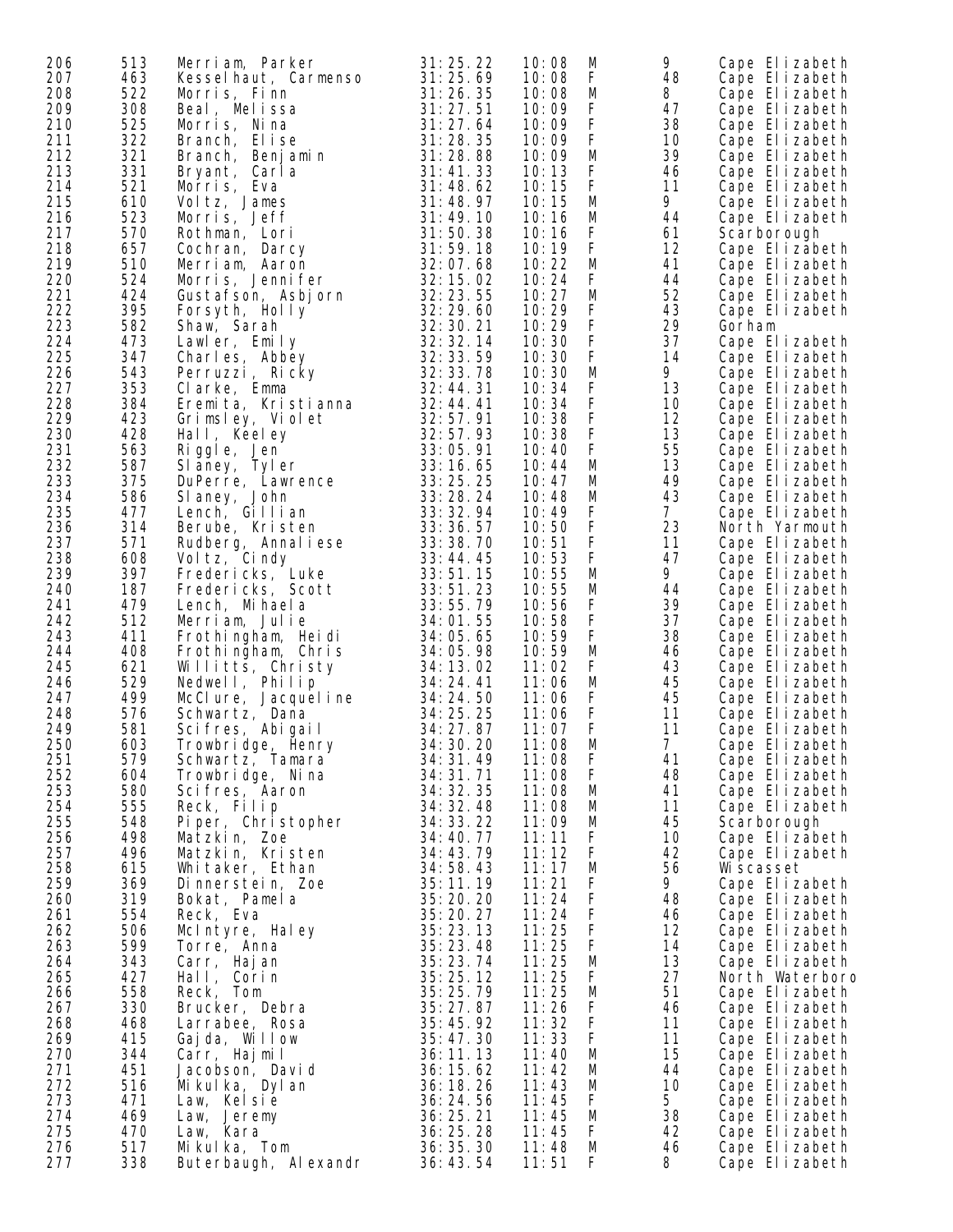| | | | | | | | |
|---|---|---|---|---|---|---|---|
| 206 | 513 | Merriam, Parker | 31:25.22 | 10:08 | M | 9 | Cape Elizabeth |
| 207 | 463 | Kesselhaut, Carmenso | 31:25.69 | 10:08 | F | 48 | Cape Elizabeth |
| 208 | 522 | Morris, Finn | 31:26.35 | 10:08 | M | 8 | Cape Elizabeth |
| 209 | 308 | Beal, Melissa | 31:27.51 | 10:09 | F | 47 | Cape Elizabeth |
| 210 | 525 | Morris, Nina | 31:27.64 | 10:09 | F | 38 | Cape Elizabeth |
| 211 | 322 | Branch, Elise | 31:28.35 | 10:09 | F | 10 | Cape Elizabeth |
| 212 | 321 | Branch, Benjamin | 31:28.88 | 10:09 | M | 39 | Cape Elizabeth |
| 213 | 331 | Bryant, Carla | 31:41.33 | 10:13 | F | 46 | Cape Elizabeth |
| 214 | 521 | Morris, Eva | 31:48.62 | 10:15 | F | 11 | Cape Elizabeth |
| 215 | 610 | Voltz, James | 31:48.97 | 10:15 | M | 9 | Cape Elizabeth |
| 216 | 523 | Morris, Jeff | 31:49.10 | 10:16 | M | 44 | Cape Elizabeth |
| 217 | 570 | Rothman, Lori | 31:50.38 | 10:16 | F | 61 | Scarborough |
| 218 | 657 | Cochran, Darcy | 31:59.18 | 10:19 | F | 12 | Cape Elizabeth |
| 219 | 510 | Merriam, Aaron | 32:07.68 | 10:22 | M | 41 | Cape Elizabeth |
| 220 | 524 | Morris, Jennifer | 32:15.02 | 10:24 | F | 44 | Cape Elizabeth |
| 221 | 424 | Gustafson, Asbjorn | 32:23.55 | 10:27 | M | 52 | Cape Elizabeth |
| 222 | 395 | Forsyth, Holly | 32:29.60 | 10:29 | F | 43 | Cape Elizabeth |
| 223 | 582 | Shaw, Sarah | 32:30.21 | 10:29 | F | 29 | Gorham |
| 224 | 473 | Lawler, Emily | 32:32.14 | 10:30 | F | 37 | Cape Elizabeth |
| 225 | 347 | Charles, Abbey | 32:33.59 | 10:30 | F | 14 | Cape Elizabeth |
| 226 | 543 | Perruzzi, Ricky | 32:33.78 | 10:30 | M | 9 | Cape Elizabeth |
| 227 | 353 | Clarke, Emma | 32:44.31 | 10:34 | F | 13 | Cape Elizabeth |
| 228 | 384 | Eremita, Kristianna | 32:44.41 | 10:34 | F | 10 | Cape Elizabeth |
| 229 | 423 | Grimsley, Violet | 32:57.91 | 10:38 | F | 12 | Cape Elizabeth |
| 230 | 428 | Hall, Keeley | 32:57.93 | 10:38 | F | 13 | Cape Elizabeth |
| 231 | 563 | Riggle, Jen | 33:05.91 | 10:40 | F | 55 | Cape Elizabeth |
| 232 | 587 | Slaney, Tyler | 33:16.65 | 10:44 | M | 13 | Cape Elizabeth |
| 233 | 375 | DuPerre, Lawrence | 33:25.25 | 10:47 | M | 49 | Cape Elizabeth |
| 234 | 586 | Slaney, John | 33:28.24 | 10:48 | M | 43 | Cape Elizabeth |
| 235 | 477 | Lench, Gillian | 33:32.94 | 10:49 | F | 7 | Cape Elizabeth |
| 236 | 314 | Berube, Kristen | 33:36.57 | 10:50 | F | 23 | North Yarmouth |
| 237 | 571 | Rudberg, Annaliese | 33:38.70 | 10:51 | F | 11 | Cape Elizabeth |
| 238 | 608 | Voltz, Cindy | 33:44.45 | 10:53 | F | 47 | Cape Elizabeth |
| 239 | 397 | Fredericks, Luke | 33:51.15 | 10:55 | M | 9 | Cape Elizabeth |
| 240 | 187 | Fredericks, Scott | 33:51.23 | 10:55 | M | 44 | Cape Elizabeth |
| 241 | 479 | Lench, Mihaela | 33:55.79 | 10:56 | F | 39 | Cape Elizabeth |
| 242 | 512 | Merriam, Julie | 34:01.55 | 10:58 | F | 37 | Cape Elizabeth |
| 243 | 411 | Frothingham, Heidi | 34:05.65 | 10:59 | F | 38 | Cape Elizabeth |
| 244 | 408 | Frothingham, Chris | 34:05.98 | 10:59 | M | 46 | Cape Elizabeth |
| 245 | 621 | Willitts, Christy | 34:13.02 | 11:02 | F | 43 | Cape Elizabeth |
| 246 | 529 | Nedwell, Philip | 34:24.41 | 11:06 | M | 45 | Cape Elizabeth |
| 247 | 499 | McClure, Jacqueline | 34:24.50 | 11:06 | F | 45 | Cape Elizabeth |
| 248 | 576 | Schwartz, Dana | 34:25.25 | 11:06 | F | 11 | Cape Elizabeth |
| 249 | 581 | Scifres, Abigail | 34:27.87 | 11:07 | F | 11 | Cape Elizabeth |
| 250 | 603 | Trowbridge, Henry | 34:30.20 | 11:08 | M | 7 | Cape Elizabeth |
| 251 | 579 | Schwartz, Tamara | 34:31.49 | 11:08 | F | 41 | Cape Elizabeth |
| 252 | 604 | Trowbridge, Nina | 34:31.71 | 11:08 | F | 48 | Cape Elizabeth |
| 253 | 580 | Scifres, Aaron | 34:32.35 | 11:08 | M | 41 | Cape Elizabeth |
| 254 | 555 | Reck, Filip | 34:32.48 | 11:08 | M | 11 | Cape Elizabeth |
| 255 | 548 | Piper, Christopher | 34:33.22 | 11:09 | M | 45 | Scarborough |
| 256 | 498 | Matzkin, Zoe | 34:40.77 | 11:11 | F | 10 | Cape Elizabeth |
| 257 | 496 | Matzkin, Kristen | 34:43.79 | 11:12 | F | 42 | Cape Elizabeth |
| 258 | 615 | Whitaker, Ethan | 34:58.43 | 11:17 | M | 56 | Wiscasset |
| 259 | 369 | Dinnerstein, Zoe | 35:11.19 | 11:21 | F | 9 | Cape Elizabeth |
| 260 | 319 | Bokat, Pamela | 35:20.20 | 11:24 | F | 48 | Cape Elizabeth |
| 261 | 554 | Reck, Eva | 35:20.27 | 11:24 | F | 46 | Cape Elizabeth |
| 262 | 506 | McIntyre, Haley | 35:23.13 | 11:25 | F | 12 | Cape Elizabeth |
| 263 | 599 | Torre, Anna | 35:23.48 | 11:25 | F | 14 | Cape Elizabeth |
| 264 | 343 | Carr, Hajan | 35:23.74 | 11:25 | M | 13 | Cape Elizabeth |
| 265 | 427 | Hall, Corin | 35:25.12 | 11:25 | F | 27 | North Waterboro |
| 266 | 558 | Reck, Tom | 35:25.79 | 11:25 | M | 51 | Cape Elizabeth |
| 267 | 330 | Brucker, Debra | 35:27.87 | 11:26 | F | 46 | Cape Elizabeth |
| 268 | 468 | Larrabee, Rosa | 35:45.92 | 11:32 | F | 11 | Cape Elizabeth |
| 269 | 415 | Gajda, Willow | 35:47.30 | 11:33 | F | 11 | Cape Elizabeth |
| 270 | 344 | Carr, Hajmil | 36:11.13 | 11:40 | M | 15 | Cape Elizabeth |
| 271 | 451 | Jacobson, David | 36:15.62 | 11:42 | M | 44 | Cape Elizabeth |
| 272 | 516 | Mikulka, Dylan | 36:18.26 | 11:43 | M | 10 | Cape Elizabeth |
| 273 | 471 | Law, Kelsie | 36:24.56 | 11:45 | F | 5 | Cape Elizabeth |
| 274 | 469 | Law, Jeremy | 36:25.21 | 11:45 | M | 38 | Cape Elizabeth |
| 275 | 470 | Law, Kara | 36:25.28 | 11:45 | F | 42 | Cape Elizabeth |
| 276 | 517 | Mikulka, Tom | 36:35.30 | 11:48 | M | 46 | Cape Elizabeth |
| 277 | 338 | Buterbaugh, Alexandr | 36:43.54 | 11:51 | F | 8 | Cape Elizabeth |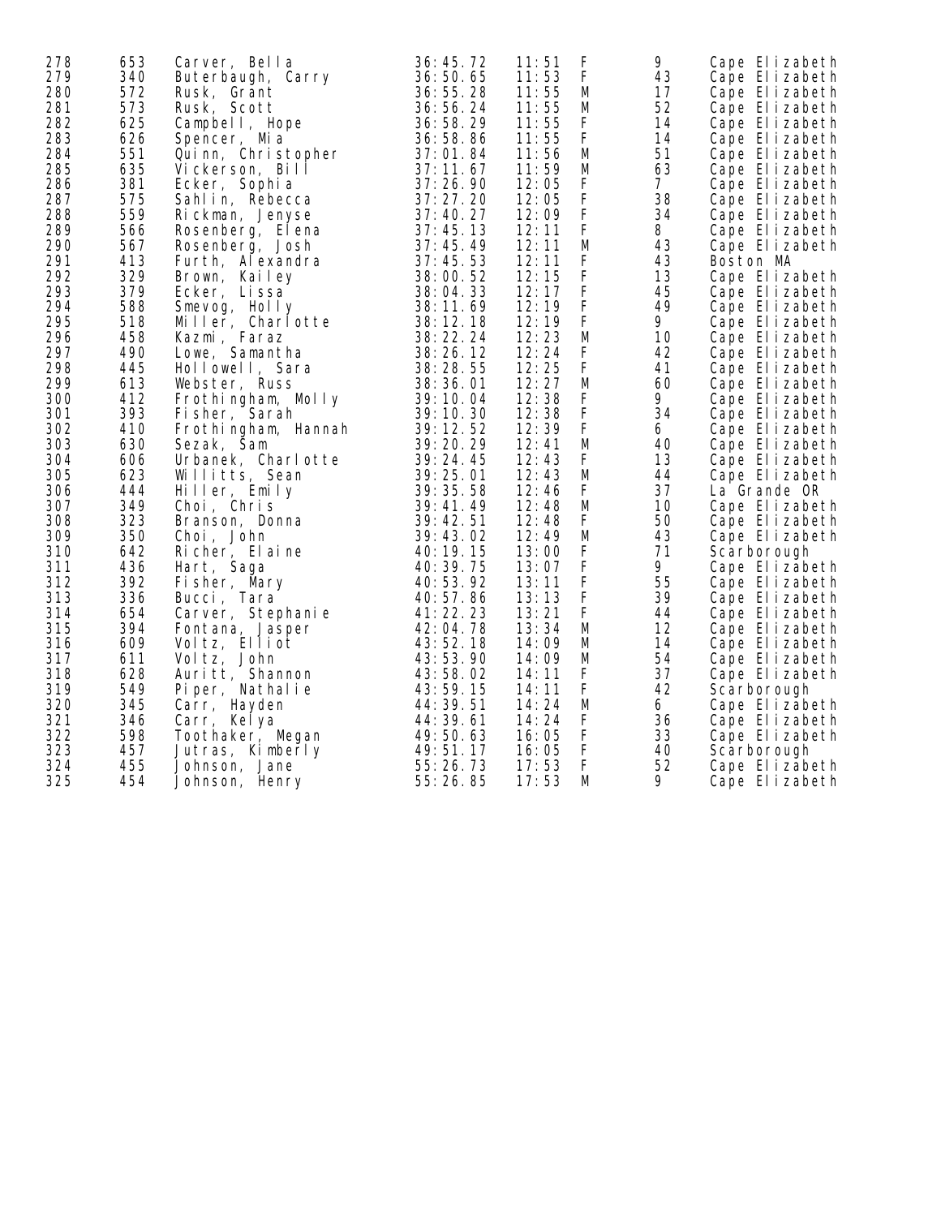| | | | | | | | |
|---|---|---|---|---|---|---|---|
| 278 | 653 | Carver, Bella | 36:45.72 | 11:51 | F | 9 | Cape Elizabeth |
| 279 | 340 | Buterbaugh, Carry | 36:50.65 | 11:53 | F | 43 | Cape Elizabeth |
| 280 | 572 | Rusk, Grant | 36:55.28 | 11:55 | M | 17 | Cape Elizabeth |
| 281 | 573 | Rusk, Scott | 36:56.24 | 11:55 | M | 52 | Cape Elizabeth |
| 282 | 625 | Campbell, Hope | 36:58.29 | 11:55 | F | 14 | Cape Elizabeth |
| 283 | 626 | Spencer, Mia | 36:58.86 | 11:55 | F | 14 | Cape Elizabeth |
| 284 | 551 | Quinn, Christopher | 37:01.84 | 11:56 | M | 51 | Cape Elizabeth |
| 285 | 635 | Vickerson, Bill | 37:11.67 | 11:59 | M | 63 | Cape Elizabeth |
| 286 | 381 | Ecker, Sophia | 37:26.90 | 12:05 | F | 7 | Cape Elizabeth |
| 287 | 575 | Sahlin, Rebecca | 37:27.20 | 12:05 | F | 38 | Cape Elizabeth |
| 288 | 559 | Rickman, Jenyse | 37:40.27 | 12:09 | F | 34 | Cape Elizabeth |
| 289 | 566 | Rosenberg, Elena | 37:45.13 | 12:11 | F | 8 | Cape Elizabeth |
| 290 | 567 | Rosenberg, Josh | 37:45.49 | 12:11 | M | 43 | Cape Elizabeth |
| 291 | 413 | Furth, Alexandra | 37:45.53 | 12:11 | F | 43 | Boston MA |
| 292 | 329 | Brown, Kailey | 38:00.52 | 12:15 | F | 13 | Cape Elizabeth |
| 293 | 379 | Ecker, Lissa | 38:04.33 | 12:17 | F | 45 | Cape Elizabeth |
| 294 | 588 | Smevog, Holly | 38:11.69 | 12:19 | F | 49 | Cape Elizabeth |
| 295 | 518 | Miller, Charlotte | 38:12.18 | 12:19 | F | 9 | Cape Elizabeth |
| 296 | 458 | Kazmi, Faraz | 38:22.24 | 12:23 | M | 10 | Cape Elizabeth |
| 297 | 490 | Lowe, Samantha | 38:26.12 | 12:24 | F | 42 | Cape Elizabeth |
| 298 | 445 | Hollowell, Sara | 38:28.55 | 12:25 | F | 41 | Cape Elizabeth |
| 299 | 613 | Webster, Russ | 38:36.01 | 12:27 | M | 60 | Cape Elizabeth |
| 300 | 412 | Frothingham, Molly | 39:10.04 | 12:38 | F | 9 | Cape Elizabeth |
| 301 | 393 | Fisher, Sarah | 39:10.30 | 12:38 | F | 34 | Cape Elizabeth |
| 302 | 410 | Frothingham, Hannah | 39:12.52 | 12:39 | F | 6 | Cape Elizabeth |
| 303 | 630 | Sezak, Sam | 39:20.29 | 12:41 | M | 40 | Cape Elizabeth |
| 304 | 606 | Urbanek, Charlotte | 39:24.45 | 12:43 | F | 13 | Cape Elizabeth |
| 305 | 623 | Willitts, Sean | 39:25.01 | 12:43 | M | 44 | Cape Elizabeth |
| 306 | 444 | Hiller, Emily | 39:35.58 | 12:46 | F | 37 | La Grande OR |
| 307 | 349 | Choi, Chris | 39:41.49 | 12:48 | M | 10 | Cape Elizabeth |
| 308 | 323 | Branson, Donna | 39:42.51 | 12:48 | F | 50 | Cape Elizabeth |
| 309 | 350 | Choi, John | 39:43.02 | 12:49 | M | 43 | Cape Elizabeth |
| 310 | 642 | Richer, Elaine | 40:19.15 | 13:00 | F | 71 | Scarborough |
| 311 | 436 | Hart, Saga | 40:39.75 | 13:07 | F | 9 | Cape Elizabeth |
| 312 | 392 | Fisher, Mary | 40:53.92 | 13:11 | F | 55 | Cape Elizabeth |
| 313 | 336 | Bucci, Tara | 40:57.86 | 13:13 | F | 39 | Cape Elizabeth |
| 314 | 654 | Carver, Stephanie | 41:22.23 | 13:21 | F | 44 | Cape Elizabeth |
| 315 | 394 | Fontana, Jasper | 42:04.78 | 13:34 | M | 12 | Cape Elizabeth |
| 316 | 609 | Voltz, Elliot | 43:52.18 | 14:09 | M | 14 | Cape Elizabeth |
| 317 | 611 | Voltz, John | 43:53.90 | 14:09 | M | 54 | Cape Elizabeth |
| 318 | 628 | Auritt, Shannon | 43:58.02 | 14:11 | F | 37 | Cape Elizabeth |
| 319 | 549 | Piper, Nathalie | 43:59.15 | 14:11 | F | 42 | Scarborough |
| 320 | 345 | Carr, Hayden | 44:39.51 | 14:24 | M | 6 | Cape Elizabeth |
| 321 | 346 | Carr, Kelya | 44:39.61 | 14:24 | F | 36 | Cape Elizabeth |
| 322 | 598 | Toothaker, Megan | 49:50.63 | 16:05 | F | 33 | Cape Elizabeth |
| 323 | 457 | Jutras, Kimberly | 49:51.17 | 16:05 | F | 40 | Scarborough |
| 324 | 455 | Johnson, Jane | 55:26.73 | 17:53 | F | 52 | Cape Elizabeth |
| 325 | 454 | Johnson, Henry | 55:26.85 | 17:53 | M | 9 | Cape Elizabeth |